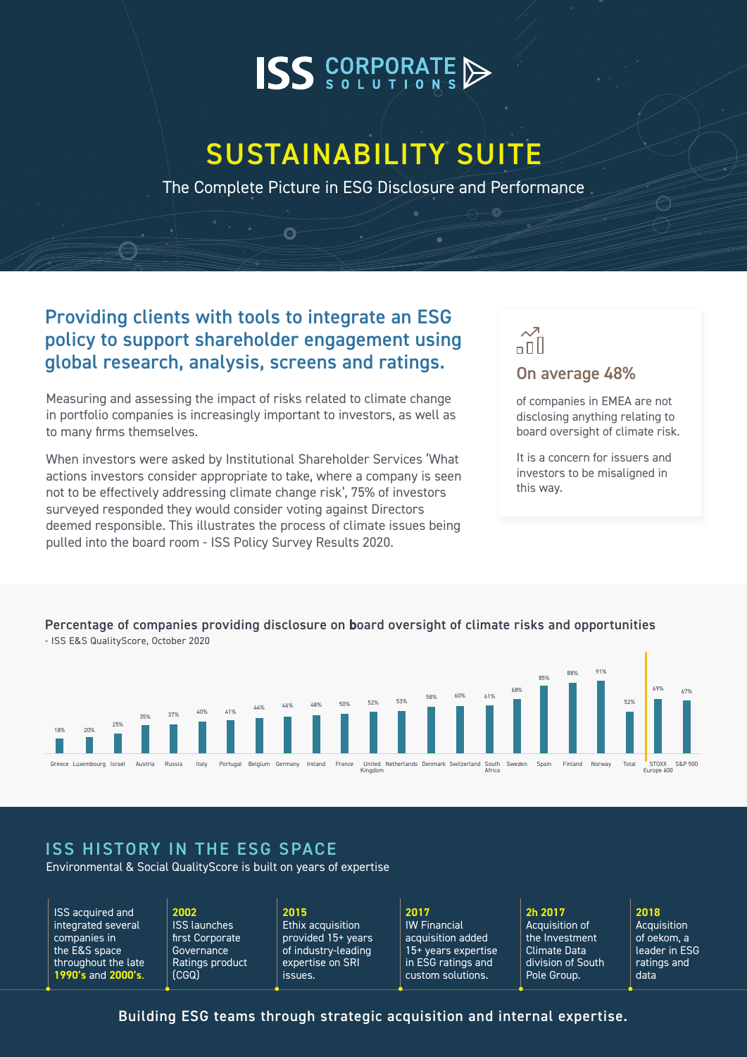ISS CORPORATE SOLUTIONS

# SUSTAINABILITY SUITE

The Complete Picture in ESG Disclosure and Performance

## Providing clients with tools to integrate an ESG policy to support shareholder engagement using global research, analysis, screens and ratings.

Measuring and assessing the impact of risks related to climate change in portfolio companies is increasingly important to investors, as well as to many firms themselves.

When investors were asked by Institutional Shareholder Services 'What actions investors consider appropriate to take, where a company is seen not to be effectively addressing climate change risk', 75% of investors surveyed responded they would consider voting against Directors deemed responsible. This illustrates the process of climate issues being pulled into the board room - ISS Policy Survey Results 2020.

### On average 48%

of companies in EMEA are not disclosing anything relating to board oversight of climate risk.

It is a concern for issuers and investors to be misaligned in this way.

### Percentage of companies providing disclosure on board oversight of climate risks and opportunities

- ISS E&S QualityScore, October 2020

| Country | % |
|---|---|
| Greece | 18% |
| Luxembourg | 20% |
| Israel | 25% |
| Austria | 35% |
| Russia | 37% |
| Italy | 40% |
| Portugal | 41% |
| Belgium | 44% |
| Germany | 46% |
| Ireland | 48% |
| France | 50% |
| United Kingdom | 52% |
| Netherlands | 53% |
| Denmark | 58% |
| Switzerland | 60% |
| South Africa | 61% |
| Sweden | 68% |
| Spain | 85% |
| Finland | 88% |
| Norway | 91% |
| Total | 52% |
| STOXX Europe 600 | 69% |
| S&P 500 | 67% |

## ISS HISTORY IN THE ESG SPACE

Environmental & Social QualityScore is built on years of expertise

- ISS acquired and integrated several companies in the E&S space throughout the late **1990's** and **2000's.**
- **2002** ISS launches first Corporate Governance Ratings product (CGQ)
- **2015** Ethix acquisition provided 15+ years of industry-leading expertise on SRI issues.
- **2017** IW Financial acquisition added 15+ years expertise in ESG ratings and custom solutions.
- **2h 2017** Acquisition of the Investment Climate Data division of South Pole Group.
- **2018** Acquisition of oekom, a leader in ESG ratings and data

Building ESG teams through strategic acquisition and internal expertise.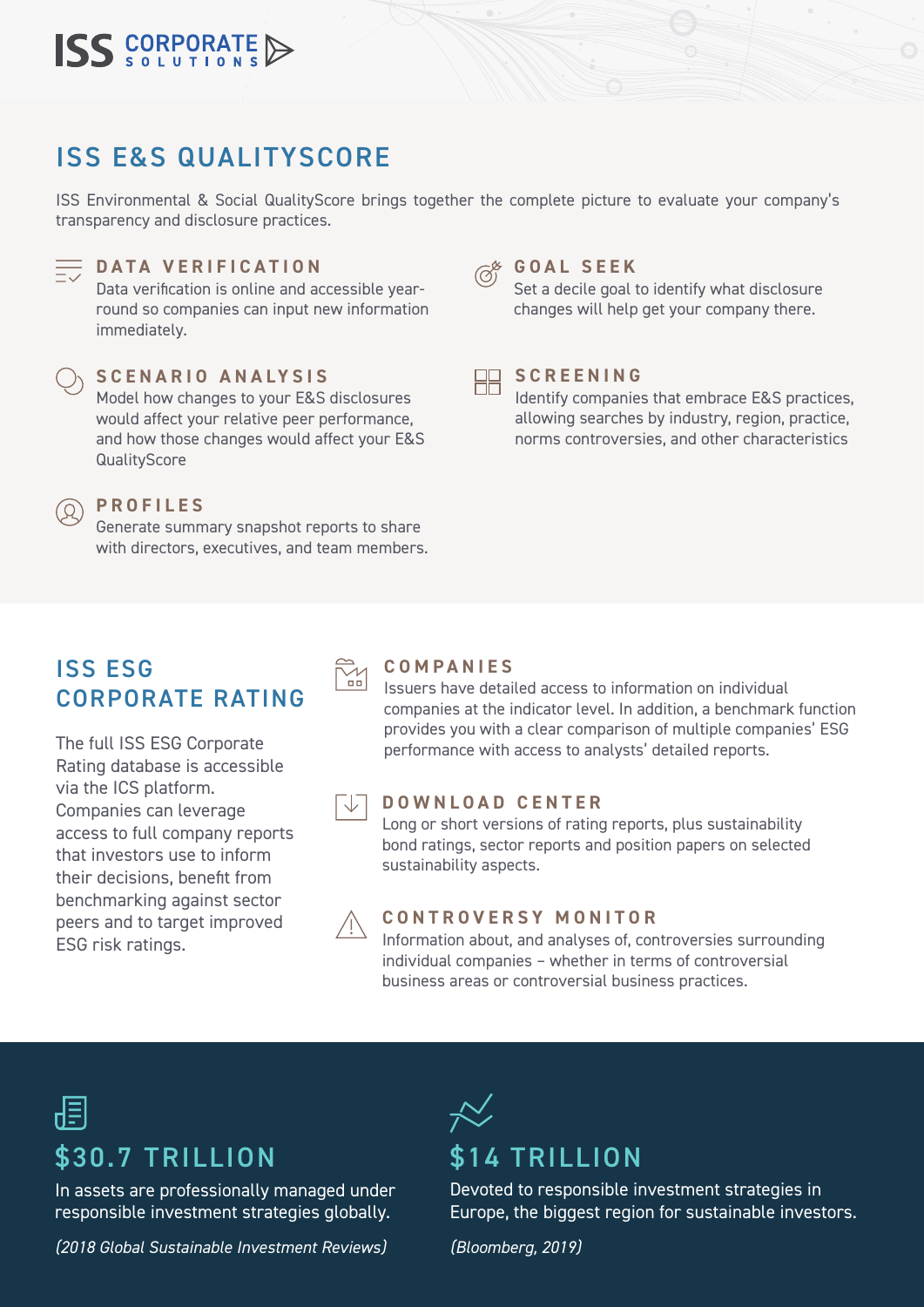# ISS E&S QUALITYSCORE

ISS Environmental & Social QualityScore brings together the complete picture to evaluate your company's transparency and disclosure practices.

### DATA VERIFICATION

Data verification is online and accessible year-round so companies can input new information immediately.

### SCENARIO ANALYSIS

Model how changes to your E&S disclosures would affect your relative peer performance, and how those changes would affect your E&S QualityScore

### PROFILES

Generate summary snapshot reports to share with directors, executives, and team members.

### GOAL SEEK

Set a decile goal to identify what disclosure changes will help get your company there.

### SCREENING

Identify companies that embrace E&S practices, allowing searches by industry, region, practice, norms controversies, and other characteristics

# ISS ESG CORPORATE RATING

The full ISS ESG Corporate Rating database is accessible via the ICS platform. Companies can leverage access to full company reports that investors use to inform their decisions, benefit from benchmarking against sector peers and to target improved ESG risk ratings.

### COMPANIES

Issuers have detailed access to information on individual companies at the indicator level. In addition, a benchmark function provides you with a clear comparison of multiple companies' ESG performance with access to analysts' detailed reports.

### DOWNLOAD CENTER

Long or short versions of rating reports, plus sustainability bond ratings, sector reports and position papers on selected sustainability aspects.

### CONTROVERSY MONITOR

Information about, and analyses of, controversies surrounding individual companies – whether in terms of controversial business areas or controversial business practices.

## $30.7 TRILLION

In assets are professionally managed under responsible investment strategies globally.

*(2018 Global Sustainable Investment Reviews)*

## $14 TRILLION

Devoted to responsible investment strategies in Europe, the biggest region for sustainable investors.

*(Bloomberg, 2019)*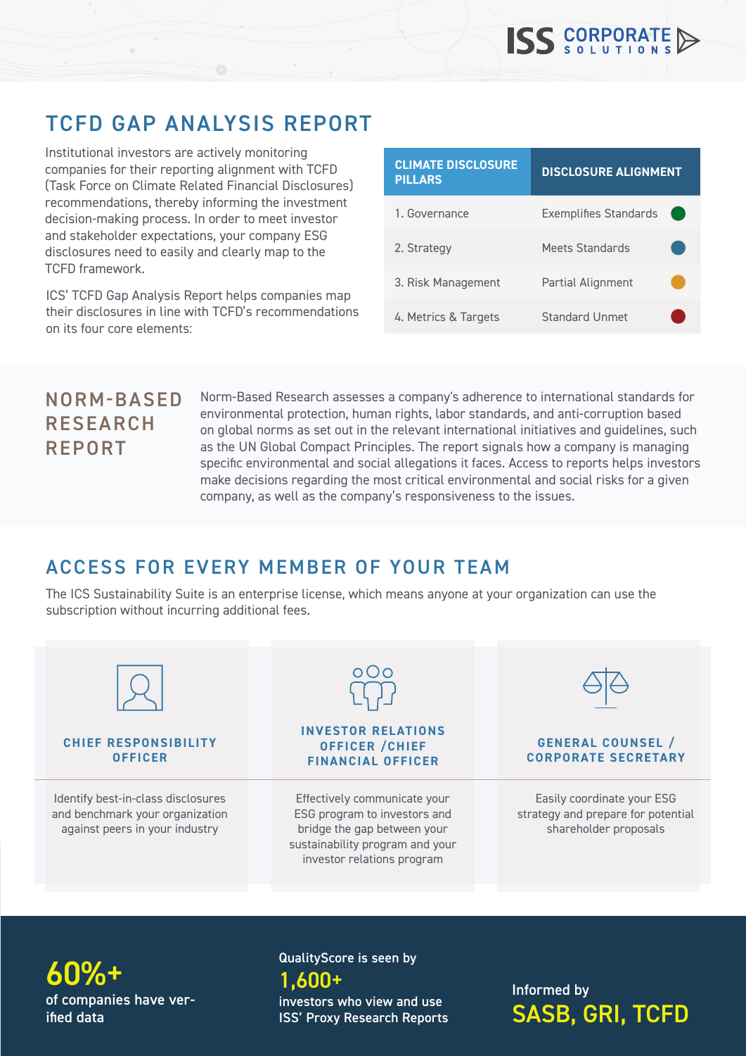# TCFD GAP ANALYSIS REPORT

Institutional investors are actively monitoring companies for their reporting alignment with TCFD (Task Force on Climate Related Financial Disclosures) recommendations, thereby informing the investment decision-making process. In order to meet investor and stakeholder expectations, your company ESG disclosures need to easily and clearly map to the TCFD framework.

ICS' TCFD Gap Analysis Report helps companies map their disclosures in line with TCFD's recommendations on its four core elements:

| CLIMATE DISCLOSURE PILLARS | DISCLOSURE ALIGNMENT |
|---|---|
| 1. Governance | Exemplifies Standards |
| 2. Strategy | Meets Standards |
| 3. Risk Management | Partial Alignment |
| 4. Metrics & Targets | Standard Unmet |

## NORM-BASED RESEARCH REPORT

Norm-Based Research assesses a company's adherence to international standards for environmental protection, human rights, labor standards, and anti-corruption based on global norms as set out in the relevant international initiatives and guidelines, such as the UN Global Compact Principles. The report signals how a company is managing specific environmental and social allegations it faces. Access to reports helps investors make decisions regarding the most critical environmental and social risks for a given company, as well as the company's responsiveness to the issues.

## ACCESS FOR EVERY MEMBER OF YOUR TEAM

The ICS Sustainability Suite is an enterprise license, which means anyone at your organization can use the subscription without incurring additional fees.

### CHIEF RESPONSIBILITY OFFICER

Identify best-in-class disclosures and benchmark your organization against peers in your industry

### INVESTOR RELATIONS OFFICER /CHIEF FINANCIAL OFFICER

Effectively communicate your ESG program to investors and bridge the gap between your sustainability program and your investor relations program

### GENERAL COUNSEL / CORPORATE SECRETARY

Easily coordinate your ESG strategy and prepare for potential shareholder proposals

**60%+**
of companies have verified data

QualityScore is seen by
**1,600+**
investors who view and use ISS' Proxy Research Reports

Informed by
**SASB, GRI, TCFD**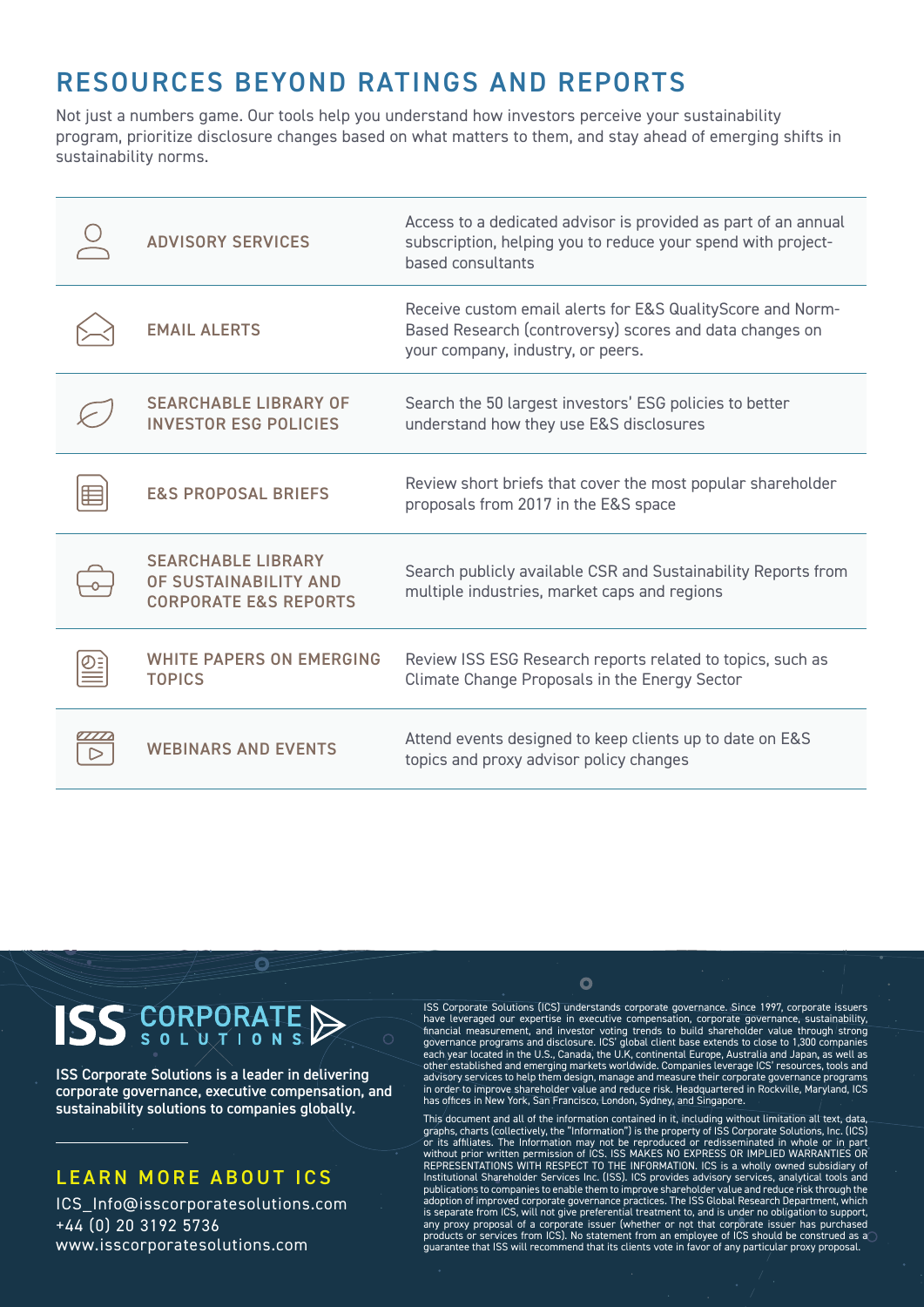## RESOURCES BEYOND RATINGS AND REPORTS

Not just a numbers game. Our tools help you understand how investors perceive your sustainability program, prioritize disclosure changes based on what matters to them, and stay ahead of emerging shifts in sustainability norms.

| | |
|---|---|
| ADVISORY SERVICES | Access to a dedicated advisor is provided as part of an annual subscription, helping you to reduce your spend with project-based consultants |
| EMAIL ALERTS | Receive custom email alerts for E&S QualityScore and Norm-Based Research (controversy) scores and data changes on your company, industry, or peers. |
| SEARCHABLE LIBRARY OF INVESTOR ESG POLICIES | Search the 50 largest investors' ESG policies to better understand how they use E&S disclosures |
| E&S PROPOSAL BRIEFS | Review short briefs that cover the most popular shareholder proposals from 2017 in the E&S space |
| SEARCHABLE LIBRARY OF SUSTAINABILITY AND CORPORATE E&S REPORTS | Search publicly available CSR and Sustainability Reports from multiple industries, market caps and regions |
| WHITE PAPERS ON EMERGING TOPICS | Review ISS ESG Research reports related to topics, such as Climate Change Proposals in the Energy Sector |
| WEBINARS AND EVENTS | Attend events designed to keep clients up to date on E&S topics and proxy advisor policy changes |

ISS CORPORATE SOLUTIONS

**ISS Corporate Solutions is a leader in delivering corporate governance, executive compensation, and sustainability solutions to companies globally.**

### LEARN MORE ABOUT ICS

ICS_Info@isscorporatesolutions.com
+44 (0) 20 3192 5736
www.isscorporatesolutions.com

ISS Corporate Solutions (ICS) understands corporate governance. Since 1997, corporate issuers have leveraged our expertise in executive compensation, corporate governance, sustainability, financial measurement, and investor voting trends to build shareholder value through strong governance programs and disclosure. ICS' global client base extends to close to 1,300 companies each year located in the U.S., Canada, the U.K, continental Europe, Australia and Japan, as well as other established and emerging markets worldwide. Companies leverage ICS' resources, tools and advisory services to help them design, manage and measure their corporate governance programs in order to improve shareholder value and reduce risk. Headquartered in Rockville, Maryland, ICS has offices in New York, San Francisco, London, Sydney, and Singapore.

This document and all of the information contained in it, including without limitation all text, data, graphs, charts (collectively, the "Information") is the property of ISS Corporate Solutions, Inc. (ICS) or its affiliates. The Information may not be reproduced or redisseminated in whole or in part without prior written permission of ICS. ISS MAKES NO EXPRESS OR IMPLIED WARRANTIES OR REPRESENTATIONS WITH RESPECT TO THE INFORMATION. ICS is a wholly owned subsidiary of Institutional Shareholder Services Inc. (ISS). ICS provides advisory services, analytical tools and publications to companies to enable them to improve shareholder value and reduce risk through the adoption of improved corporate governance practices. The ISS Global Research Department, which is separate from ICS, will not give preferential treatment to, and is under no obligation to support, any proxy proposal of a corporate issuer (whether or not that corporate issuer has purchased products or services from ICS). No statement from an employee of ICS should be construed as a guarantee that ISS will recommend that its clients vote in favor of any particular proxy proposal.